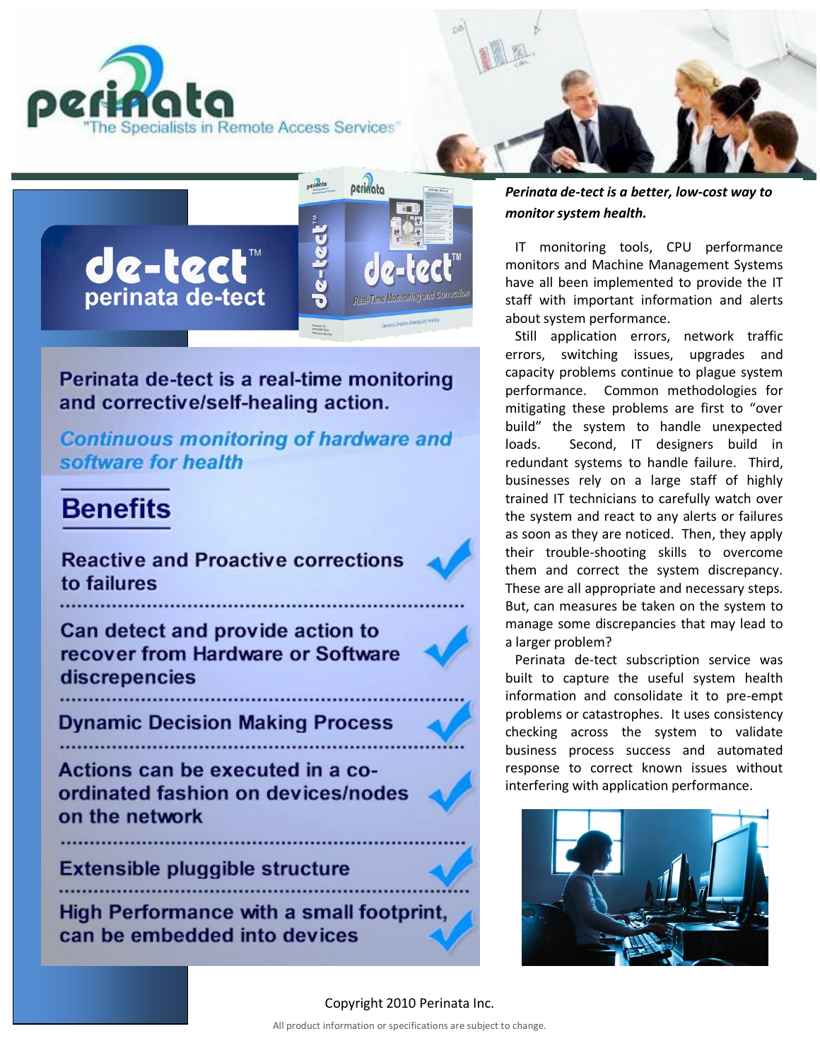perinata

"The Specialists in Remote Access Services"

# de-tect™

## perinata de-tect

Perinata de-tect is a real-time monitoring and corrective/self-healing action.

*Continuous monitoring of hardware and software for health*

## Benefits

- Reactive and Proactive corrections to failures
- Can detect and provide action to recover from Hardware or Software discrepencies
- Dynamic Decision Making Process
- Actions can be executed in a co-ordinated fashion on devices/nodes on the network
- Extensible pluggible structure
- High Performance with a small footprint, can be embedded into devices

***Perinata de-tect is a better, low-cost way to monitor system health.***

IT monitoring tools, CPU performance monitors and Machine Management Systems have all been implemented to provide the IT staff with important information and alerts about system performance.

Still application errors, network traffic errors, switching issues, upgrades and capacity problems continue to plague system performance. Common methodologies for mitigating these problems are first to "over build" the system to handle unexpected loads. Second, IT designers build in redundant systems to handle failure. Third, businesses rely on a large staff of highly trained IT technicians to carefully watch over the system and react to any alerts or failures as soon as they are noticed. Then, they apply their trouble-shooting skills to overcome them and correct the system discrepancy. These are all appropriate and necessary steps. But, can measures be taken on the system to manage some discrepancies that may lead to a larger problem?

Perinata de-tect subscription service was built to capture the useful system health information and consolidate it to pre-empt problems or catastrophes. It uses consistency checking across the system to validate business process success and automated response to correct known issues without interfering with application performance.

Copyright 2010 Perinata Inc.

All product information or specifications are subject to change.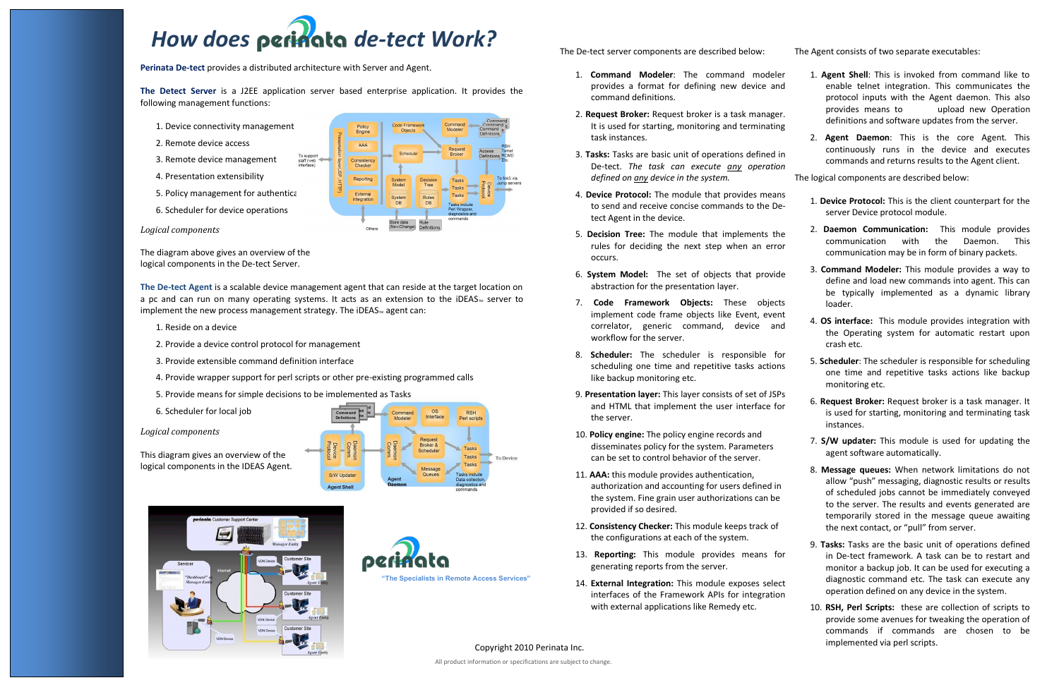# How does perinata de-tect Work?

**Perinata De-tect** provides a distributed architecture with Server and Agent.

**The Detect Server** is a J2EE application server based enterprise application. It provides the following management functions:

1. Device connectivity management
2. Remote device access
3. Remote device management
4. Presentation extensibility
5. Policy management for authentica
6. Scheduler for device operations

*Logical components*

The diagram above gives an overview of the logical components in the De-tect Server.

**The De-tect Agent** is a scalable device management agent that can reside at the target location on a pc and can run on many operating systems. It acts as an extension to the iDEAS™ server to implement the new process management strategy. The iDEAS™ agent can:

1. Reside on a device
2. Provide a device control protocol for management
3. Provide extensible command definition interface
4. Provide wrapper support for perl scripts or other pre-existing programmed calls
5. Provide means for simple decisions to be implemented as Tasks
6. Scheduler for local job

*Logical components*

This diagram gives an overview of the logical components in the IDEAS Agent.

"The Specialists in Remote Access Services"

The De-tect server components are described below:

1. **Command Modeler**: The command modeler provides a format for defining new device and command definitions.
2. **Request Broker:** Request broker is a task manager. It is used for starting, monitoring and terminating task instances.
3. **Tasks:** Tasks are basic unit of operations defined in De-tect. *The task can execute any operation defined on any device in the system.*
4. **Device Protocol:** The module that provides means to send and receive concise commands to the De-tect Agent in the device.
5. **Decision Tree:** The module that implements the rules for deciding the next step when an error occurs.
6. **System Model:** The set of objects that provide abstraction for the presentation layer.
7. **Code Framework Objects:** These objects implement code frame objects like Event, event correlator, generic command, device and workflow for the server.
8. **Scheduler:** The scheduler is responsible for scheduling one time and repetitive tasks actions like backup monitoring etc.
9. **Presentation layer:** This layer consists of set of JSPs and HTML that implement the user interface for the server.
10. **Policy engine:** The policy engine records and disseminates policy for the system. Parameters can be set to control behavior of the server.
11. **AAA:** this module provides authentication, authorization and accounting for users defined in the system. Fine grain user authorizations can be provided if so desired.
12. **Consistency Checker:** This module keeps track of the configurations at each of the system.
13. **Reporting:** This module provides means for generating reports from the server.
14. **External Integration:** This module exposes select interfaces of the Framework APIs for integration with external applications like Remedy etc.

The Agent consists of two separate executables:

1. **Agent Shell**: This is invoked from command like to enable telnet integration. This communicates the protocol inputs with the Agent daemon. This also provides means to upload new Operation definitions and software updates from the server.
2. **Agent Daemon**: This is the core Agent. This continuously runs in the device and executes commands and returns results to the Agent client.

The logical components are described below:

1. **Device Protocol:** This is the client counterpart for the server Device protocol module.
2. **Daemon Communication:** This module provides communication with the Daemon. This communication may be in form of binary packets.
3. **Command Modeler:** This module provides a way to define and load new commands into agent. This can be typically implemented as a dynamic library loader.
4. **OS interface:** This module provides integration with the Operating system for automatic restart upon crash etc.
5. **Scheduler**: The scheduler is responsible for scheduling one time and repetitive tasks actions like backup monitoring etc.
6. **Request Broker:** Request broker is a task manager. It is used for starting, monitoring and terminating task instances.
7. **S/W updater:** This module is used for updating the agent software automatically.
8. **Message queues:** When network limitations do not allow "push" messaging, diagnostic results or results of scheduled jobs cannot be immediately conveyed to the server. The results and events generated are temporarily stored in the message queue awaiting the next contact, or "pull" from server.
9. **Tasks:** Tasks are the basic unit of operations defined in De-tect framework. A task can be to restart and monitor a backup job. It can be used for executing a diagnostic command etc. The task can execute any operation defined on any device in the system.
10. **RSH, Perl Scripts:** these are collection of scripts to provide some avenues for tweaking the operation of commands if commands are chosen to be implemented via perl scripts.

Copyright 2010 Perinata Inc.

All product information or specifications are subject to change.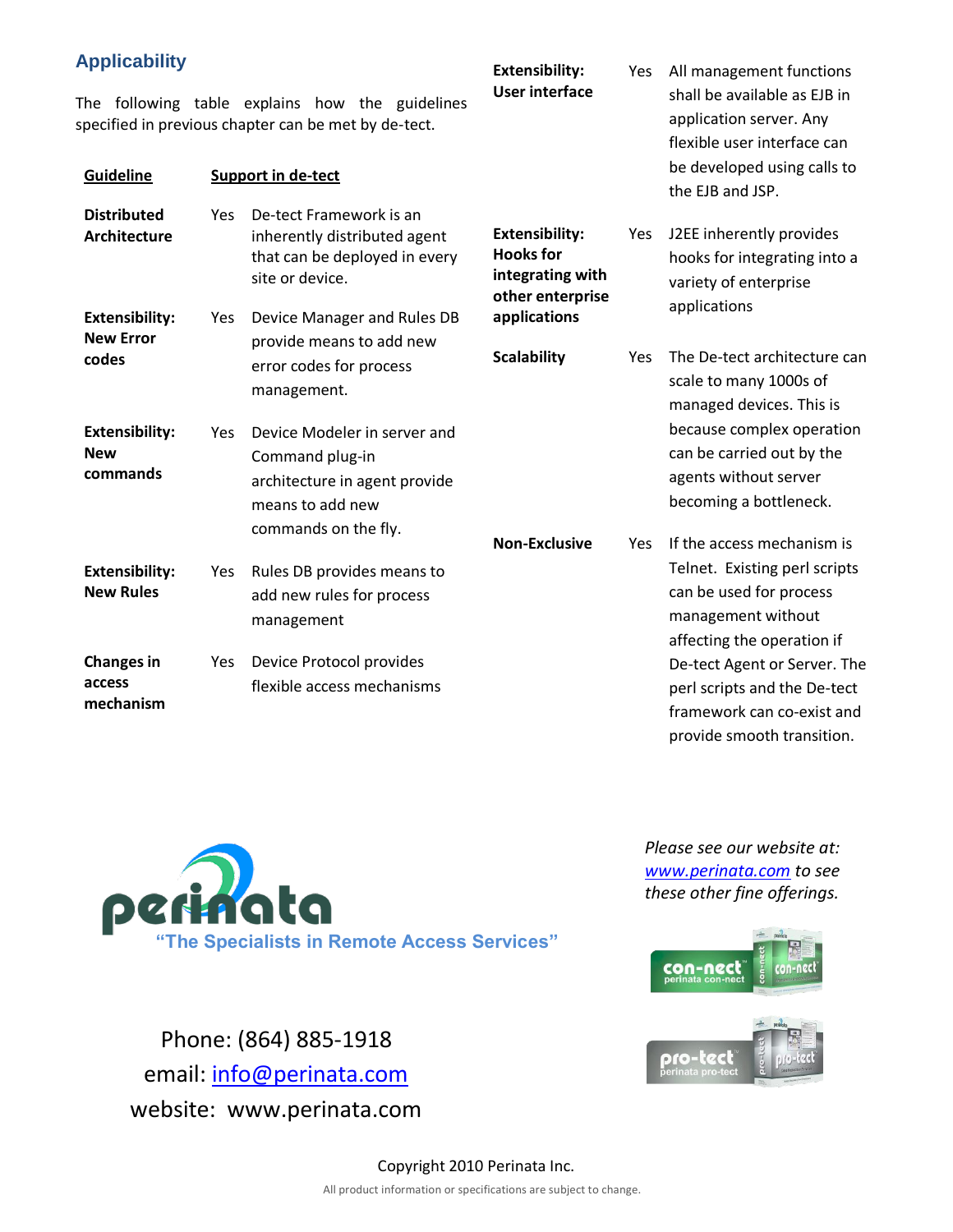## Applicability

The following table explains how the guidelines specified in previous chapter can be met by de-tect.

| Guideline | Support in de-tect | |
|---|---|---|
| **Distributed Architecture** | Yes | De-tect Framework is an inherently distributed agent that can be deployed in every site or device. |
| **Extensibility: New Error codes** | Yes | Device Manager and Rules DB provide means to add new error codes for process management. |
| **Extensibility: New commands** | Yes | Device Modeler in server and Command plug-in architecture in agent provide means to add new commands on the fly. |
| **Extensibility: New Rules** | Yes | Rules DB provides means to add new rules for process management |
| **Changes in access mechanism** | Yes | Device Protocol provides flexible access mechanisms |
| **Extensibility: User interface** | Yes | All management functions shall be available as EJB in application server. Any flexible user interface can be developed using calls to the EJB and JSP. |
| **Extensibility: Hooks for integrating with other enterprise applications** | Yes | J2EE inherently provides hooks for integrating into a variety of enterprise applications |
| **Scalability** | Yes | The De-tect architecture can scale to many 1000s of managed devices. This is because complex operation can be carried out by the agents without server becoming a bottleneck. |
| **Non-Exclusive** | Yes | If the access mechanism is Telnet. Existing perl scripts can be used for process management without affecting the operation if De-tect Agent or Server. The perl scripts and the De-tect framework can co-exist and provide smooth transition. |

perinata

"The Specialists in Remote Access Services"

Phone: (864) 885-1918

email: info@perinata.com

website: www.perinata.com

*Please see our website at: www.perinata.com to see these other fine offerings.*

con-nect™ perinata con-nect

pro-tect™ perinata pro-tect

Copyright 2010 Perinata Inc.

All product information or specifications are subject to change.